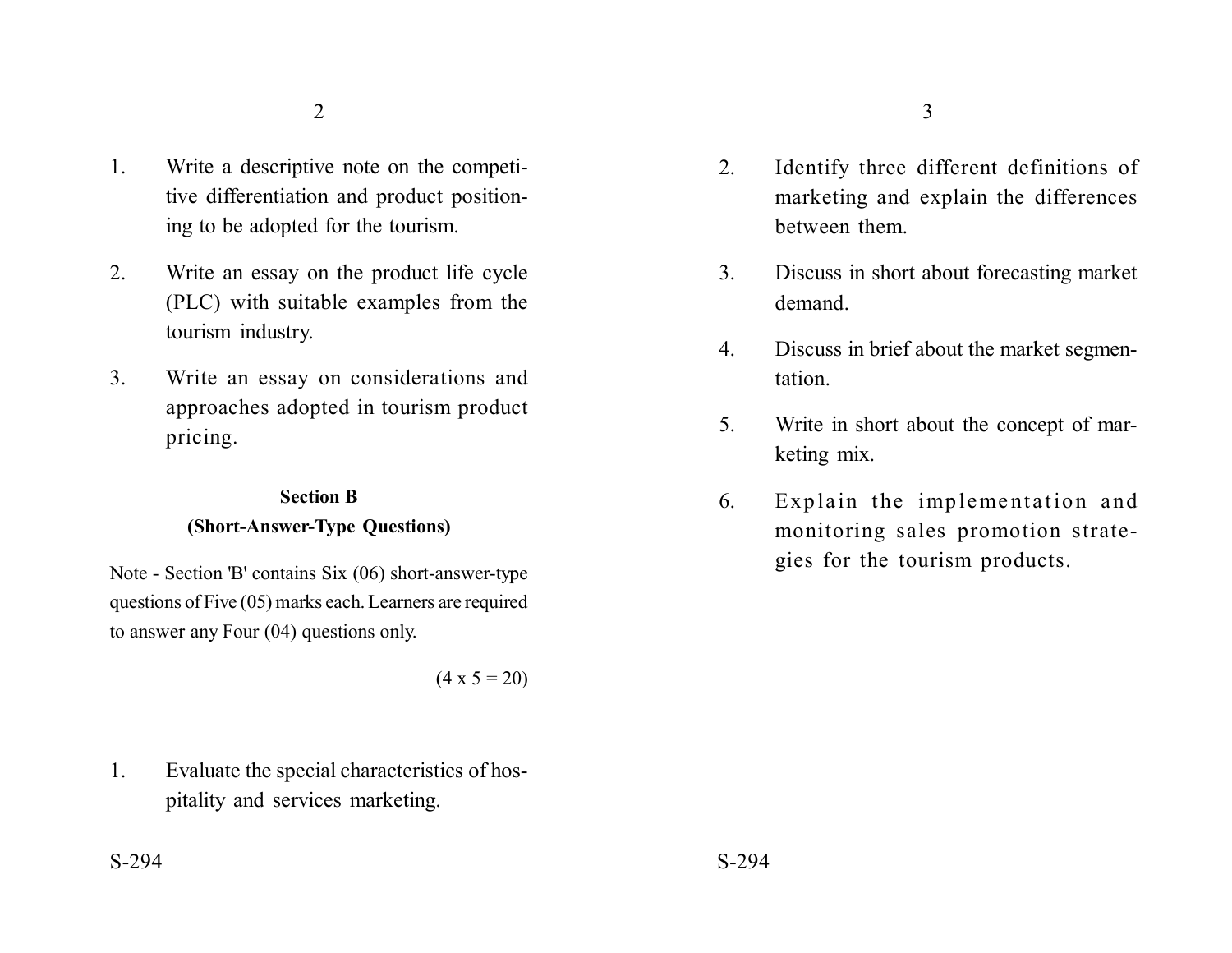1. Write a descriptive note on the competitive differentiation and product positioning to be adopted for the tourism.

2. Write an essay on the product life cycle (PLC) with suitable examples from the tourism industry.

3. Write an essay on considerations and approaches adopted in tourism product pricing.

## Section B

### (Short-Answer-Type Questions)

Note - Section 'B' contains Six (06) short-answer-type questions of Five (05) marks each. Learners are required to answer any Four (04) questions only.

(4 x 5 = 20)

1. Evaluate the special characteristics of hospitality and services marketing.

2. Identify three different definitions of marketing and explain the differences between them.

3. Discuss in short about forecasting market demand.

4. Discuss in brief about the market segmentation.

5. Write in short about the concept of marketing mix.

6. Explain the implementation and monitoring sales promotion strategies for the tourism products.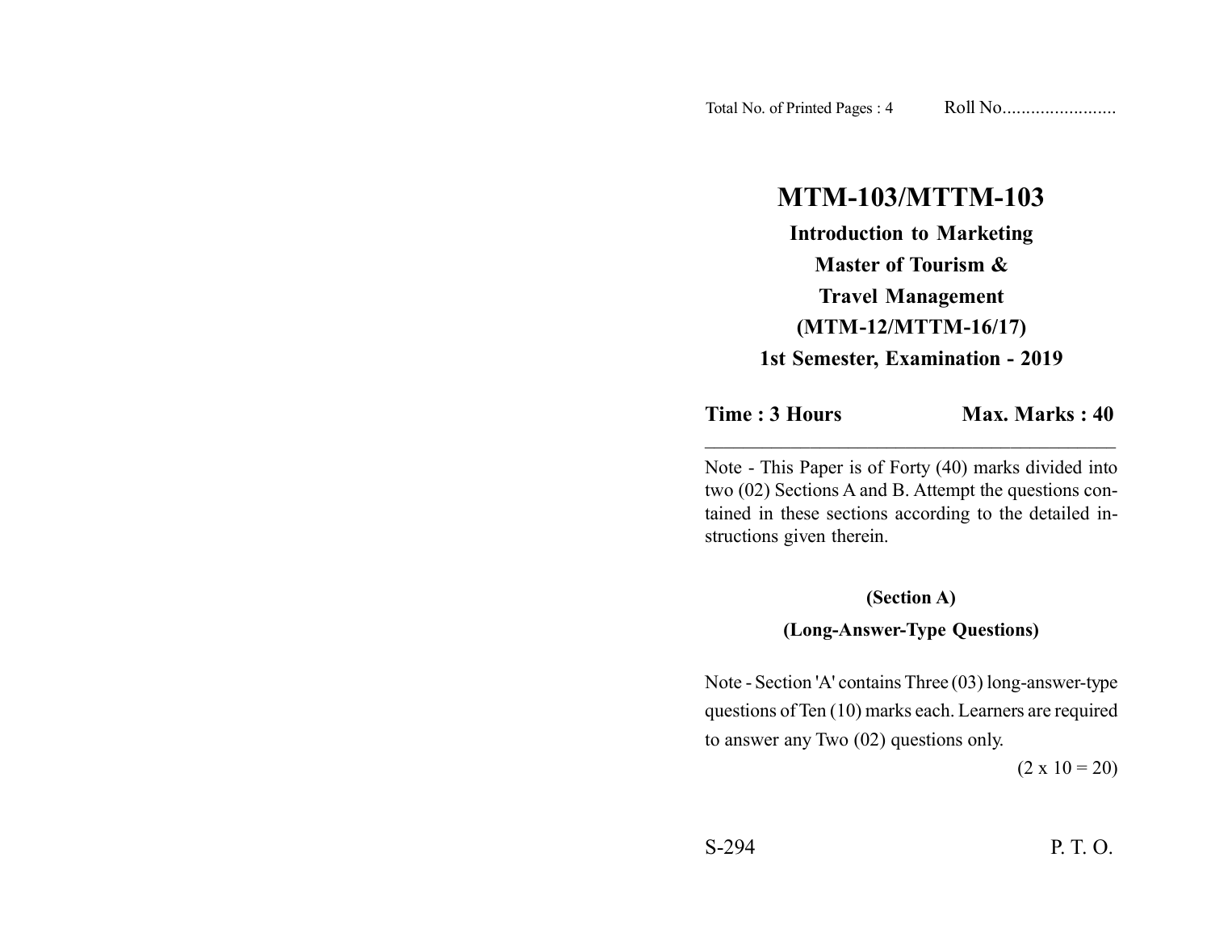Total No. of Printed Pages : 4 Roll No........................

# MTM-103/MTTM-103

## Introduction to Marketing

## Master of Tourism & Travel Management

## (MTM-12/MTTM-16/17)

## 1st Semester, Examination - 2019

**Time : 3 Hours** **Max. Marks : 40**

---

Note - This Paper is of Forty (40) marks divided into two (02) Sections A and B. Attempt the questions contained in these sections according to the detailed instructions given therein.

### (Section A)

### (Long-Answer-Type Questions)

Note - Section 'A' contains Three (03) long-answer-type questions of Ten (10) marks each. Learners are required to answer any Two (02) questions only.

(2 x 10 = 20)

S-294 P. T. O.